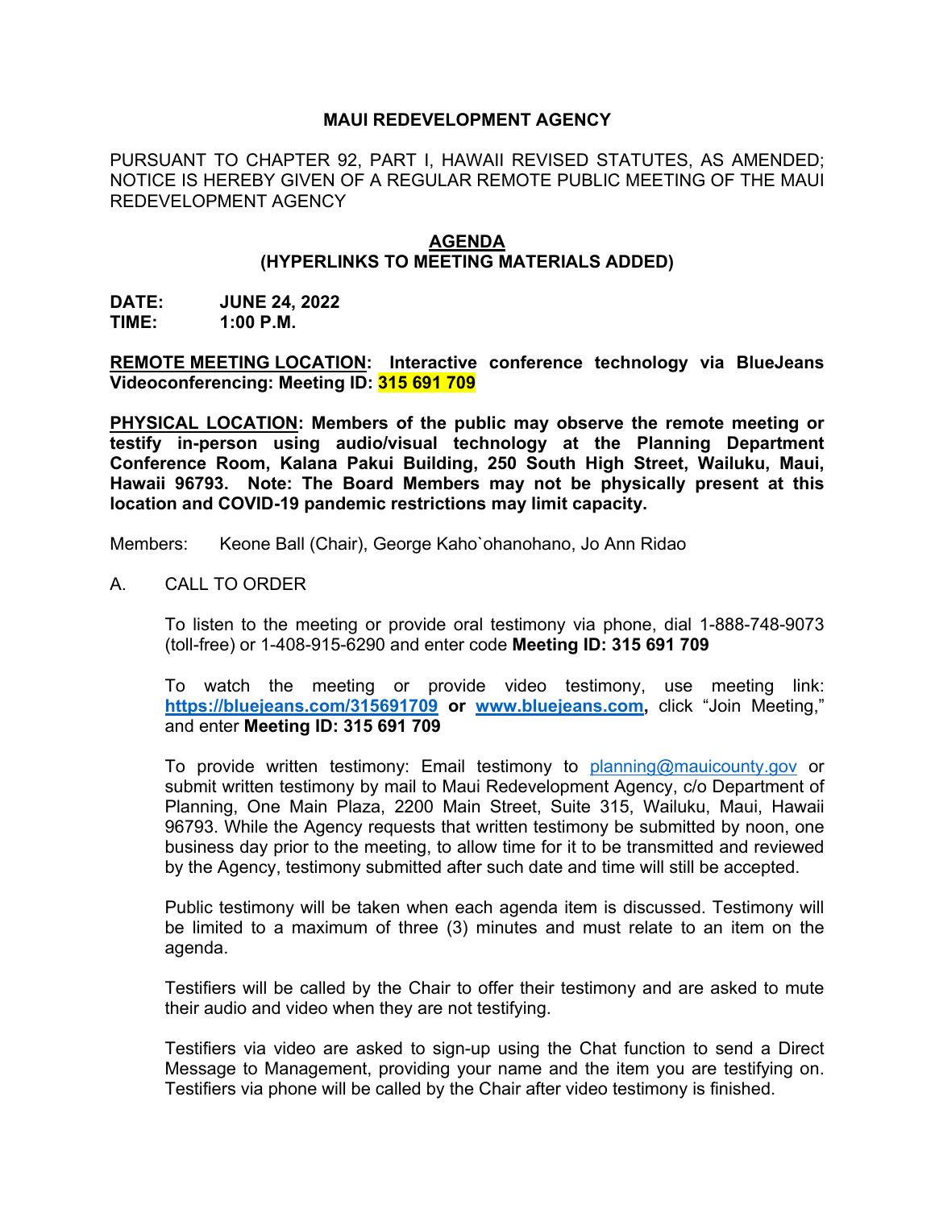# MAUI REDEVELOPMENT AGENCY

PURSUANT TO CHAPTER 92, PART I, HAWAII REVISED STATUTES, AS AMENDED; NOTICE IS HEREBY GIVEN OF A REGULAR REMOTE PUBLIC MEETING OF THE MAUI REDEVELOPMENT AGENCY

## AGENDA
## (HYPERLINKS TO MEETING MATERIALS ADDED)

**DATE: JUNE 24, 2022**
**TIME: 1:00 P.M.**

**REMOTE MEETING LOCATION: Interactive conference technology via BlueJeans Videoconferencing: Meeting ID: 315 691 709**

**PHYSICAL LOCATION: Members of the public may observe the remote meeting or testify in-person using audio/visual technology at the Planning Department Conference Room, Kalana Pakui Building, 250 South High Street, Wailuku, Maui, Hawaii 96793. Note: The Board Members may not be physically present at this location and COVID-19 pandemic restrictions may limit capacity.**

Members: Keone Ball (Chair), George Kaho`ohanohano, Jo Ann Ridao

A. CALL TO ORDER

To listen to the meeting or provide oral testimony via phone, dial 1-888-748-9073 (toll-free) or 1-408-915-6290 and enter code **Meeting ID: 315 691 709**

To watch the meeting or provide video testimony, use meeting link: **https://bluejeans.com/315691709** **or** **www.bluejeans.com,** click "Join Meeting," and enter **Meeting ID: 315 691 709**

To provide written testimony: Email testimony to planning@mauicounty.gov or submit written testimony by mail to Maui Redevelopment Agency, c/o Department of Planning, One Main Plaza, 2200 Main Street, Suite 315, Wailuku, Maui, Hawaii 96793. While the Agency requests that written testimony be submitted by noon, one business day prior to the meeting, to allow time for it to be transmitted and reviewed by the Agency, testimony submitted after such date and time will still be accepted.

Public testimony will be taken when each agenda item is discussed. Testimony will be limited to a maximum of three (3) minutes and must relate to an item on the agenda.

Testifiers will be called by the Chair to offer their testimony and are asked to mute their audio and video when they are not testifying.

Testifiers via video are asked to sign-up using the Chat function to send a Direct Message to Management, providing your name and the item you are testifying on. Testifiers via phone will be called by the Chair after video testimony is finished.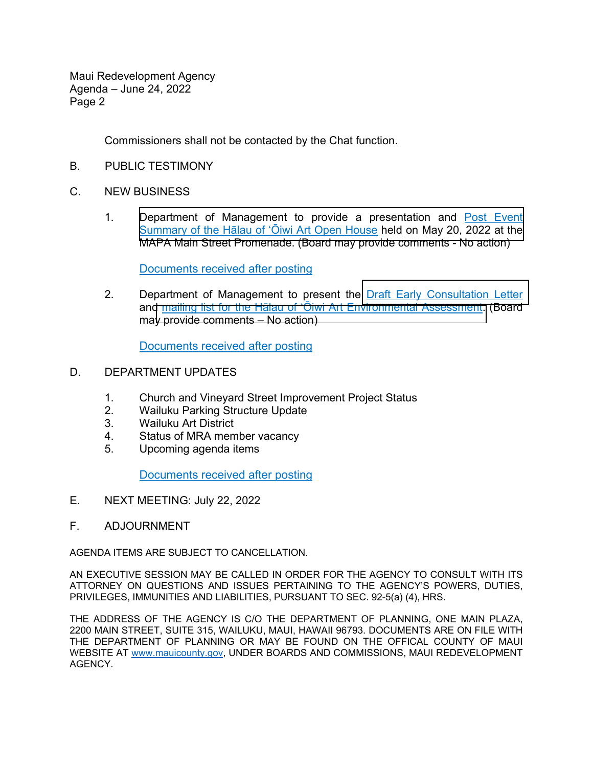Commissioners shall not be contacted by the Chat function.

B. PUBLIC TESTIMONY

C. NEW BUSINESS

1. Department of Management to provide a presentation and Post Event Summary of the Hālau of ʻŌiwi Art Open House held on May 20, 2022 at the MAPA Main Street Promenade. (Board may provide comments - No action)

   Documents received after posting

2. Department of Management to present the Draft Early Consultation Letter and mailing list for the Hālau of ʻŌiwi Art Environmental Assessment. (Board may provide comments – No action)

   Documents received after posting

D. DEPARTMENT UPDATES

1. Church and Vineyard Street Improvement Project Status
2. Wailuku Parking Structure Update
3. Wailuku Art District
4. Status of MRA member vacancy
5. Upcoming agenda items

   Documents received after posting

E. NEXT MEETING: July 22, 2022

F. ADJOURNMENT

AGENDA ITEMS ARE SUBJECT TO CANCELLATION.

AN EXECUTIVE SESSION MAY BE CALLED IN ORDER FOR THE AGENCY TO CONSULT WITH ITS ATTORNEY ON QUESTIONS AND ISSUES PERTAINING TO THE AGENCY'S POWERS, DUTIES, PRIVILEGES, IMMUNITIES AND LIABILITIES, PURSUANT TO SEC. 92-5(a) (4), HRS.

THE ADDRESS OF THE AGENCY IS C/O THE DEPARTMENT OF PLANNING, ONE MAIN PLAZA, 2200 MAIN STREET, SUITE 315, WAILUKU, MAUI, HAWAII 96793. DOCUMENTS ARE ON FILE WITH THE DEPARTMENT OF PLANNING OR MAY BE FOUND ON THE OFFICAL COUNTY OF MAUI WEBSITE AT www.mauicounty.gov, UNDER BOARDS AND COMMISSIONS, MAUI REDEVELOPMENT AGENCY.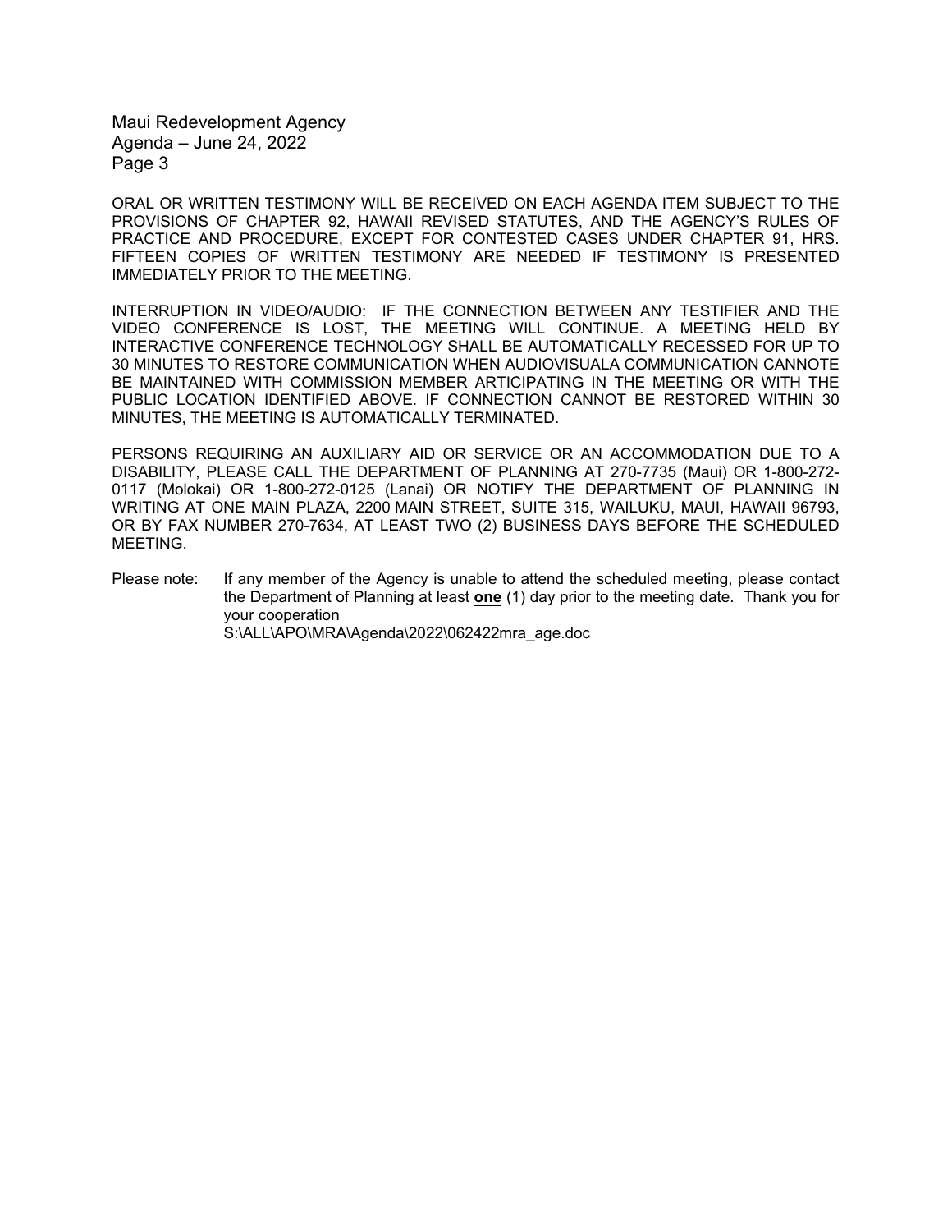ORAL OR WRITTEN TESTIMONY WILL BE RECEIVED ON EACH AGENDA ITEM SUBJECT TO THE PROVISIONS OF CHAPTER 92, HAWAII REVISED STATUTES, AND THE AGENCY'S RULES OF PRACTICE AND PROCEDURE, EXCEPT FOR CONTESTED CASES UNDER CHAPTER 91, HRS. FIFTEEN COPIES OF WRITTEN TESTIMONY ARE NEEDED IF TESTIMONY IS PRESENTED IMMEDIATELY PRIOR TO THE MEETING.

INTERRUPTION IN VIDEO/AUDIO: IF THE CONNECTION BETWEEN ANY TESTIFIER AND THE VIDEO CONFERENCE IS LOST, THE MEETING WILL CONTINUE. A MEETING HELD BY INTERACTIVE CONFERENCE TECHNOLOGY SHALL BE AUTOMATICALLY RECESSED FOR UP TO 30 MINUTES TO RESTORE COMMUNICATION WHEN AUDIOVISUALA COMMUNICATION CANNOTE BE MAINTAINED WITH COMMISSION MEMBER ARTICIPATING IN THE MEETING OR WITH THE PUBLIC LOCATION IDENTIFIED ABOVE. IF CONNECTION CANNOT BE RESTORED WITHIN 30 MINUTES, THE MEETING IS AUTOMATICALLY TERMINATED.

PERSONS REQUIRING AN AUXILIARY AID OR SERVICE OR AN ACCOMMODATION DUE TO A DISABILITY, PLEASE CALL THE DEPARTMENT OF PLANNING AT 270-7735 (Maui) OR 1-800-272-0117 (Molokai) OR 1-800-272-0125 (Lanai) OR NOTIFY THE DEPARTMENT OF PLANNING IN WRITING AT ONE MAIN PLAZA, 2200 MAIN STREET, SUITE 315, WAILUKU, MAUI, HAWAII 96793, OR BY FAX NUMBER 270-7634, AT LEAST TWO (2) BUSINESS DAYS BEFORE THE SCHEDULED MEETING.

Please note: If any member of the Agency is unable to attend the scheduled meeting, please contact the Department of Planning at least **one** (1) day prior to the meeting date. Thank you for your cooperation

S:\ALL\APO\MRA\Agenda\2022\062422mra_age.doc